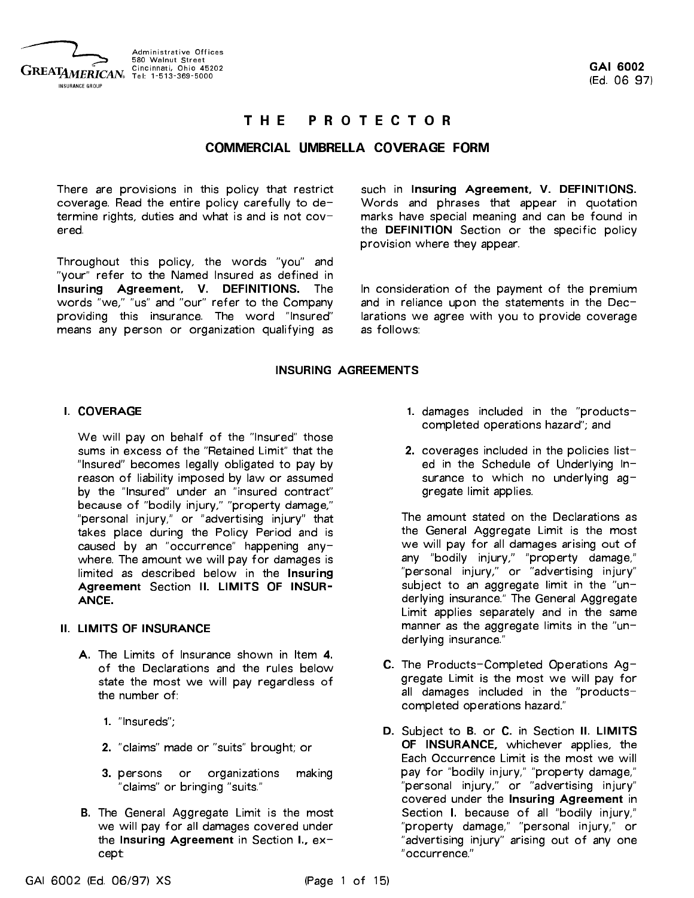Administrative Offices
580 Walnut Street
Cincinnati, Ohio 45202
Tel: 1-513-369-5000

GAI 6002
(Ed. 06 97)

# THE PROTECTOR

## COMMERCIAL UMBRELLA COVERAGE FORM

There are provisions in this policy that restrict coverage. Read the entire policy carefully to determine rights, duties and what is and is not covered.

Throughout this policy, the words "you" and "your" refer to the Named Insured as defined in **Insuring Agreement, V. DEFINITIONS.** The words "we," "us" and "our" refer to the Company providing this insurance. The word "Insured" means any person or organization qualifying as such in **Insuring Agreement, V. DEFINITIONS.** Words and phrases that appear in quotation marks have special meaning and can be found in the **DEFINITION** Section or the specific policy provision where they appear.

In consideration of the payment of the premium and in reliance upon the statements in the Declarations we agree with you to provide coverage as follows:

## INSURING AGREEMENTS

### I. COVERAGE

We will pay on behalf of the "Insured" those sums in excess of the "Retained Limit" that the "Insured" becomes legally obligated to pay by reason of liability imposed by law or assumed by the "Insured" under an "insured contract" because of "bodily injury," "property damage," "personal injury," or "advertising injury" that takes place during the Policy Period and is caused by an "occurrence" happening anywhere. The amount we will pay for damages is limited as described below in the **Insuring Agreement** Section **II. LIMITS OF INSURANCE.**

### II. LIMITS OF INSURANCE

**A.** The Limits of Insurance shown in Item **4.** of the Declarations and the rules below state the most we will pay regardless of the number of:

1. "Insureds";
2. "claims" made or "suits" brought; or
3. persons or organizations making "claims" or bringing "suits."

**B.** The General Aggregate Limit is the most we will pay for all damages covered under the **Insuring Agreement** in Section **I.**, except:

1. damages included in the "products-completed operations hazard"; and
2. coverages included in the policies listed in the Schedule of Underlying Insurance to which no underlying aggregate limit applies.

The amount stated on the Declarations as the General Aggregate Limit is the most we will pay for all damages arising out of any "bodily injury," "property damage," "personal injury," or "advertising injury" subject to an aggregate limit in the "underlying insurance." The General Aggregate Limit applies separately and in the same manner as the aggregate limits in the "underlying insurance."

**C.** The Products-Completed Operations Aggregate Limit is the most we will pay for all damages included in the "products-completed operations hazard."

**D.** Subject to **B.** or **C.** in Section **II. LIMITS OF INSURANCE,** whichever applies, the Each Occurrence Limit is the most we will pay for "bodily injury," "property damage," "personal injury," or "advertising injury" covered under the **Insuring Agreement** in Section **I.** because of all "bodily injury," "property damage," "personal injury," or "advertising injury" arising out of any one "occurrence."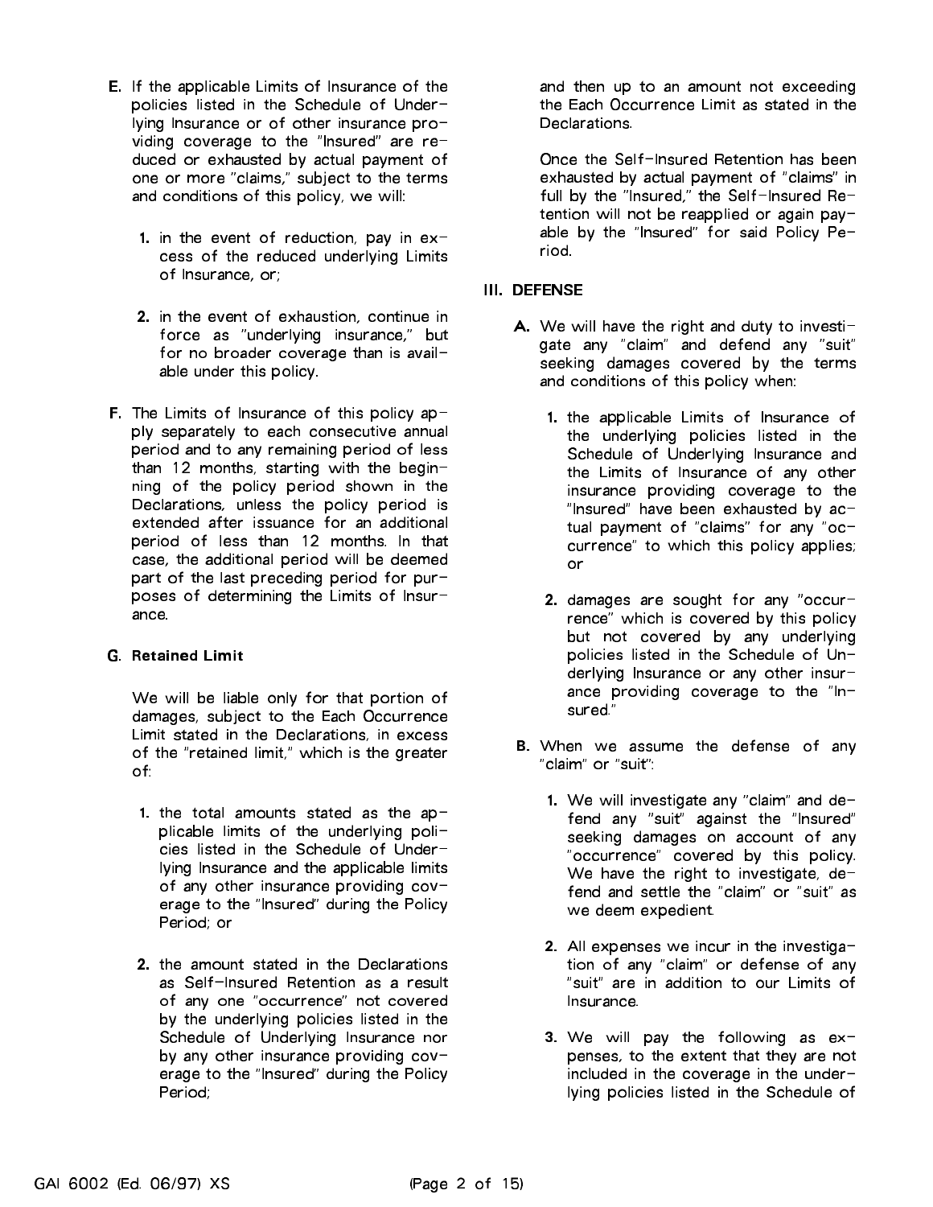E. If the applicable Limits of Insurance of the policies listed in the Schedule of Underlying Insurance or of other insurance providing coverage to the "Insured" are reduced or exhausted by actual payment of one or more "claims," subject to the terms and conditions of this policy, we will:

   1. in the event of reduction, pay in excess of the reduced underlying Limits of Insurance, or;

   2. in the event of exhaustion, continue in force as "underlying insurance," but for no broader coverage than is available under this policy.

F. The Limits of Insurance of this policy apply separately to each consecutive annual period and to any remaining period of less than 12 months, starting with the beginning of the policy period shown in the Declarations, unless the policy period is extended after issuance for an additional period of less than 12 months. In that case, the additional period will be deemed part of the last preceding period for purposes of determining the Limits of Insurance.

G. **Retained Limit**

   We will be liable only for that portion of damages, subject to the Each Occurrence Limit stated in the Declarations, in excess of the "retained limit," which is the greater of:

   1. the total amounts stated as the applicable limits of the underlying policies listed in the Schedule of Underlying Insurance and the applicable limits of any other insurance providing coverage to the "Insured" during the Policy Period; or

   2. the amount stated in the Declarations as Self-Insured Retention as a result of any one "occurrence" not covered by the underlying policies listed in the Schedule of Underlying Insurance nor by any other insurance providing coverage to the "Insured" during the Policy Period;

   and then up to an amount not exceeding the Each Occurrence Limit as stated in the Declarations.

   Once the Self-Insured Retention has been exhausted by actual payment of "claims" in full by the "Insured," the Self-Insured Retention will not be reapplied or again payable by the "Insured" for said Policy Period.

## III. DEFENSE

A. We will have the right and duty to investigate any "claim" and defend any "suit" seeking damages covered by the terms and conditions of this policy when:

   1. the applicable Limits of Insurance of the underlying policies listed in the Schedule of Underlying Insurance and the Limits of Insurance of any other insurance providing coverage to the "Insured" have been exhausted by actual payment of "claims" for any "occurrence" to which this policy applies; or

   2. damages are sought for any "occurrence" which is covered by this policy but not covered by any underlying policies listed in the Schedule of Underlying Insurance or any other insurance providing coverage to the "Insured."

B. When we assume the defense of any "claim" or "suit":

   1. We will investigate any "claim" and defend any "suit" against the "Insured" seeking damages on account of any "occurrence" covered by this policy. We have the right to investigate, defend and settle the "claim" or "suit" as we deem expedient.

   2. All expenses we incur in the investigation of any "claim" or defense of any "suit" are in addition to our Limits of Insurance.

   3. We will pay the following as expenses, to the extent that they are not included in the coverage in the underlying policies listed in the Schedule of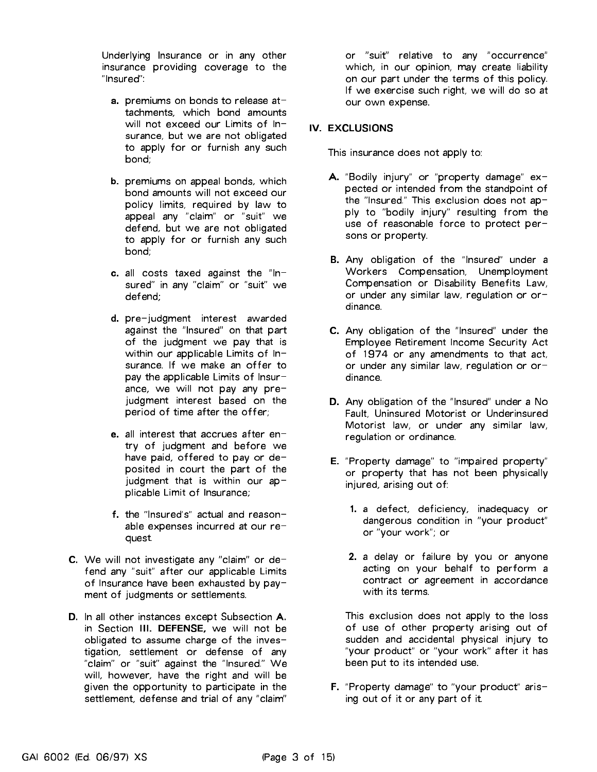Underlying Insurance or in any other insurance providing coverage to the "Insured":

a. premiums on bonds to release attachments, which bond amounts will not exceed our Limits of Insurance, but we are not obligated to apply for or furnish any such bond;

b. premiums on appeal bonds, which bond amounts will not exceed our policy limits, required by law to appeal any "claim" or "suit" we defend, but we are not obligated to apply for or furnish any such bond;

c. all costs taxed against the "Insured" in any "claim" or "suit" we defend;

d. pre-judgment interest awarded against the "Insured" on that part of the judgment we pay that is within our applicable Limits of Insurance. If we make an offer to pay the applicable Limits of Insurance, we will not pay any pre-judgment interest based on the period of time after the offer;

e. all interest that accrues after entry of judgment and before we have paid, offered to pay or deposited in court the part of the judgment that is within our applicable Limit of Insurance;

f. the "Insured's" actual and reasonable expenses incurred at our request.

**C.** We will not investigate any "claim" or defend any "suit" after our applicable Limits of Insurance have been exhausted by payment of judgments or settlements.

**D.** In all other instances except Subsection **A.** in Section **III. DEFENSE,** we will not be obligated to assume charge of the investigation, settlement or defense of any "claim" or "suit" against the "Insured." We will, however, have the right and will be given the opportunity to participate in the settlement, defense and trial of any "claim" or "suit" relative to any "occurrence" which, in our opinion, may create liability on our part under the terms of this policy. If we exercise such right, we will do so at our own expense.

## IV. EXCLUSIONS

This insurance does not apply to:

**A.** "Bodily injury" or "property damage" expected or intended from the standpoint of the "Insured." This exclusion does not apply to "bodily injury" resulting from the use of reasonable force to protect persons or property.

**B.** Any obligation of the "Insured" under a Workers Compensation, Unemployment Compensation or Disability Benefits Law, or under any similar law, regulation or ordinance.

**C.** Any obligation of the "Insured" under the Employee Retirement Income Security Act of 1974 or any amendments to that act, or under any similar law, regulation or ordinance.

**D.** Any obligation of the "Insured" under a No Fault, Uninsured Motorist or Underinsured Motorist law, or under any similar law, regulation or ordinance.

**E.** "Property damage" to "impaired property" or property that has not been physically injured, arising out of:

1. a defect, deficiency, inadequacy or dangerous condition in "your product" or "your work"; or

2. a delay or failure by you or anyone acting on your behalf to perform a contract or agreement in accordance with its terms.

This exclusion does not apply to the loss of use of other property arising out of sudden and accidental physical injury to "your product" or "your work" after it has been put to its intended use.

**F.** "Property damage" to "your product" arising out of it or any part of it.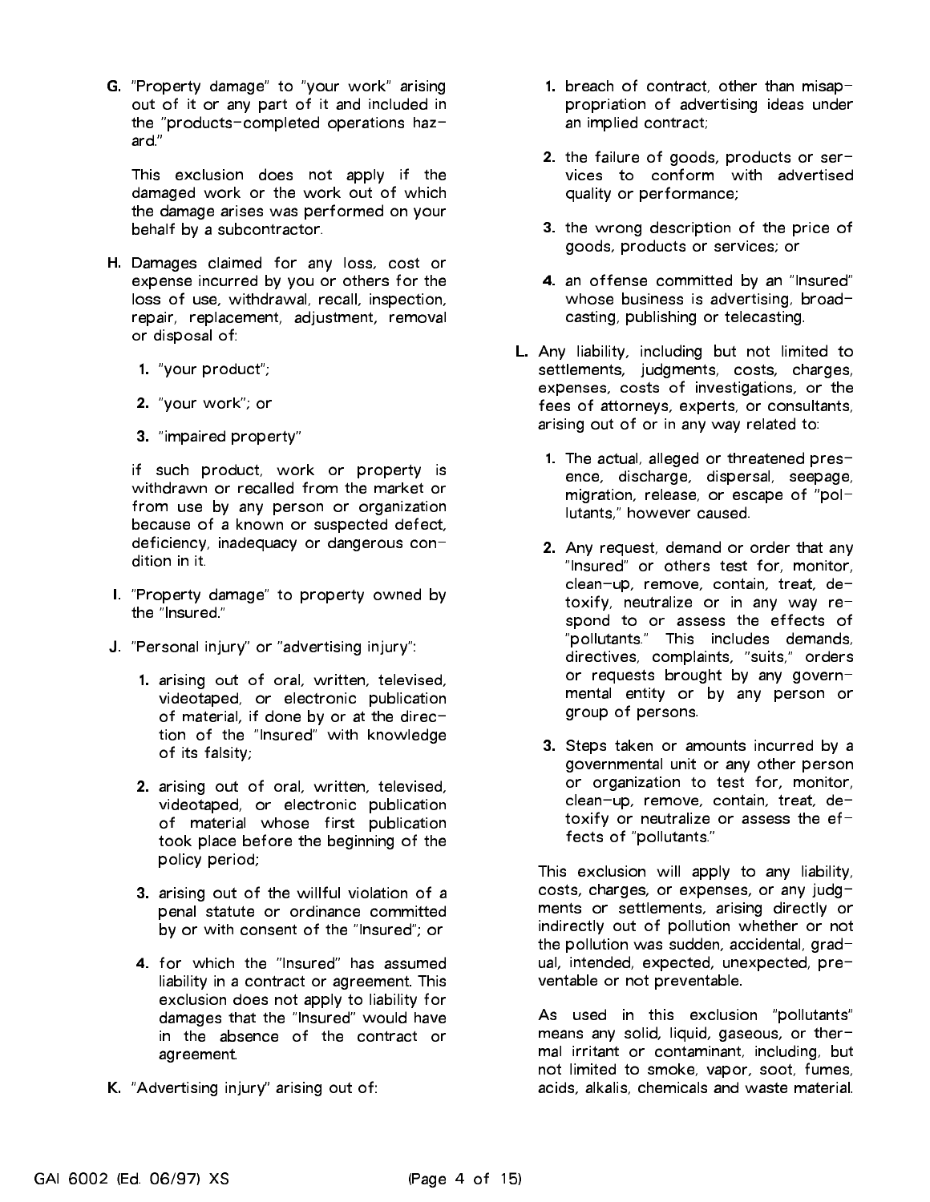**G.** "Property damage" to "your work" arising out of it or any part of it and included in the "products-completed operations hazard."

This exclusion does not apply if the damaged work or the work out of which the damage arises was performed on your behalf by a subcontractor.

**H.** Damages claimed for any loss, cost or expense incurred by you or others for the loss of use, withdrawal, recall, inspection, repair, replacement, adjustment, removal or disposal of:

1. "your product";
2. "your work"; or
3. "impaired property"

if such product, work or property is withdrawn or recalled from the market or from use by any person or organization because of a known or suspected defect, deficiency, inadequacy or dangerous condition in it.

**I.** "Property damage" to property owned by the "Insured."

**J.** "Personal injury" or "advertising injury":

1. arising out of oral, written, televised, videotaped, or electronic publication of material, if done by or at the direction of the "Insured" with knowledge of its falsity;
2. arising out of oral, written, televised, videotaped, or electronic publication of material whose first publication took place before the beginning of the policy period;
3. arising out of the willful violation of a penal statute or ordinance committed by or with consent of the "Insured"; or
4. for which the "Insured" has assumed liability in a contract or agreement. This exclusion does not apply to liability for damages that the "Insured" would have in the absence of the contract or agreement.

**K.** "Advertising injury" arising out of:

1. breach of contract, other than misappropriation of advertising ideas under an implied contract;
2. the failure of goods, products or services to conform with advertised quality or performance;
3. the wrong description of the price of goods, products or services; or
4. an offense committed by an "Insured" whose business is advertising, broadcasting, publishing or telecasting.

**L.** Any liability, including but not limited to settlements, judgments, costs, charges, expenses, costs of investigations, or the fees of attorneys, experts, or consultants, arising out of or in any way related to:

1. The actual, alleged or threatened presence, discharge, dispersal, seepage, migration, release, or escape of "pollutants," however caused.
2. Any request, demand or order that any "Insured" or others test for, monitor, clean-up, remove, contain, treat, detoxify, neutralize or in any way respond to or assess the effects of "pollutants." This includes demands, directives, complaints, "suits," orders or requests brought by any governmental entity or by any person or group of persons.
3. Steps taken or amounts incurred by a governmental unit or any other person or organization to test for, monitor, clean-up, remove, contain, treat, detoxify or neutralize or assess the effects of "pollutants."

This exclusion will apply to any liability, costs, charges, or expenses, or any judgments or settlements, arising directly or indirectly out of pollution whether or not the pollution was sudden, accidental, gradual, intended, expected, unexpected, preventable or not preventable.

As used in this exclusion "pollutants" means any solid, liquid, gaseous, or thermal irritant or contaminant, including, but not limited to smoke, vapor, soot, fumes, acids, alkalis, chemicals and waste material.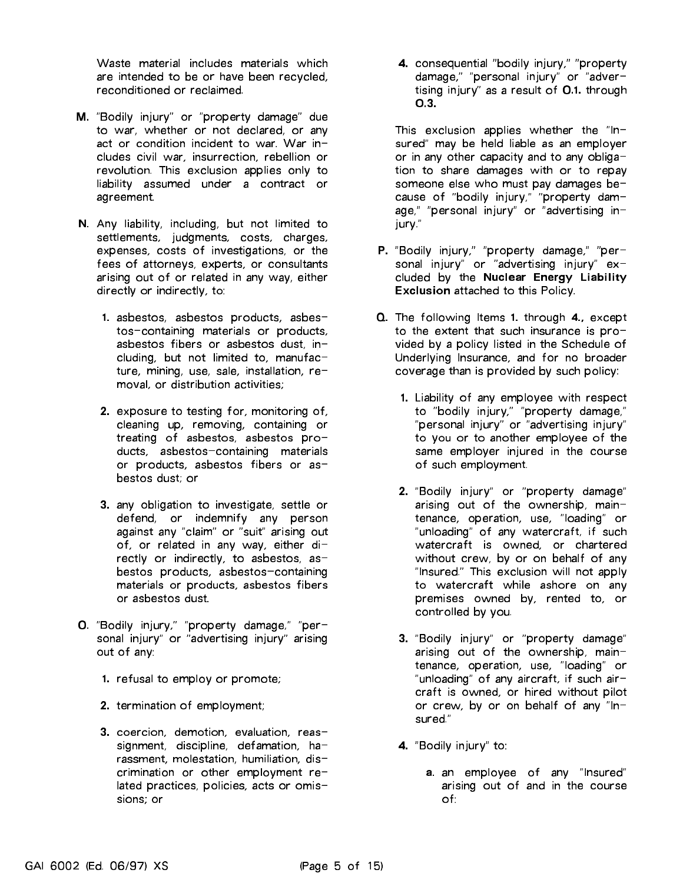Waste material includes materials which are intended to be or have been recycled, reconditioned or reclaimed.

**M.** "Bodily injury" or "property damage" due to war, whether or not declared, or any act or condition incident to war. War includes civil war, insurrection, rebellion or revolution. This exclusion applies only to liability assumed under a contract or agreement.

**N.** Any liability, including, but not limited to settlements, judgments, costs, charges, expenses, costs of investigations, or the fees of attorneys, experts, or consultants arising out of or related in any way, either directly or indirectly, to:

1. asbestos, asbestos products, asbestos-containing materials or products, asbestos fibers or asbestos dust, including, but not limited to, manufacture, mining, use, sale, installation, removal, or distribution activities;
2. exposure to testing for, monitoring of, cleaning up, removing, containing or treating of asbestos, asbestos products, asbestos-containing materials or products, asbestos fibers or asbestos dust; or
3. any obligation to investigate, settle or defend, or indemnify any person against any "claim" or "suit" arising out of, or related in any way, either directly or indirectly, to asbestos, asbestos products, asbestos-containing materials or products, asbestos fibers or asbestos dust.

**O.** "Bodily injury," "property damage," "personal injury" or "advertising injury" arising out of any:

1. refusal to employ or promote;
2. termination of employment;
3. coercion, demotion, evaluation, reassignment, discipline, defamation, harassment, molestation, humiliation, discrimination or other employment related practices, policies, acts or omissions; or
4. consequential "bodily injury," "property damage," "personal injury" or "advertising injury" as a result of **O.1.** through **O.3.**

This exclusion applies whether the "Insured" may be held liable as an employer or in any other capacity and to any obligation to share damages with or to repay someone else who must pay damages because of "bodily injury," "property damage," "personal injury" or "advertising injury."

**P.** "Bodily injury," "property damage," "personal injury" or "advertising injury" excluded by the **Nuclear Energy Liability Exclusion** attached to this Policy.

**Q.** The following Items **1.** through **4.**, except to the extent that such insurance is provided by a policy listed in the Schedule of Underlying Insurance, and for no broader coverage than is provided by such policy:

1. Liability of any employee with respect to "bodily injury," "property damage," "personal injury" or "advertising injury" to you or to another employee of the same employer injured in the course of such employment.
2. "Bodily injury" or "property damage" arising out of the ownership, maintenance, operation, use, "loading" or "unloading" of any watercraft, if such watercraft is owned, or chartered without crew, by or on behalf of any "Insured." This exclusion will not apply to watercraft while ashore on any premises owned by, rented to, or controlled by you.
3. "Bodily injury" or "property damage" arising out of the ownership, maintenance, operation, use, "loading" or "unloading" of any aircraft, if such aircraft is owned, or hired without pilot or crew, by or on behalf of any "Insured."
4. "Bodily injury" to:
   a. an employee of any "Insured" arising out of and in the course of: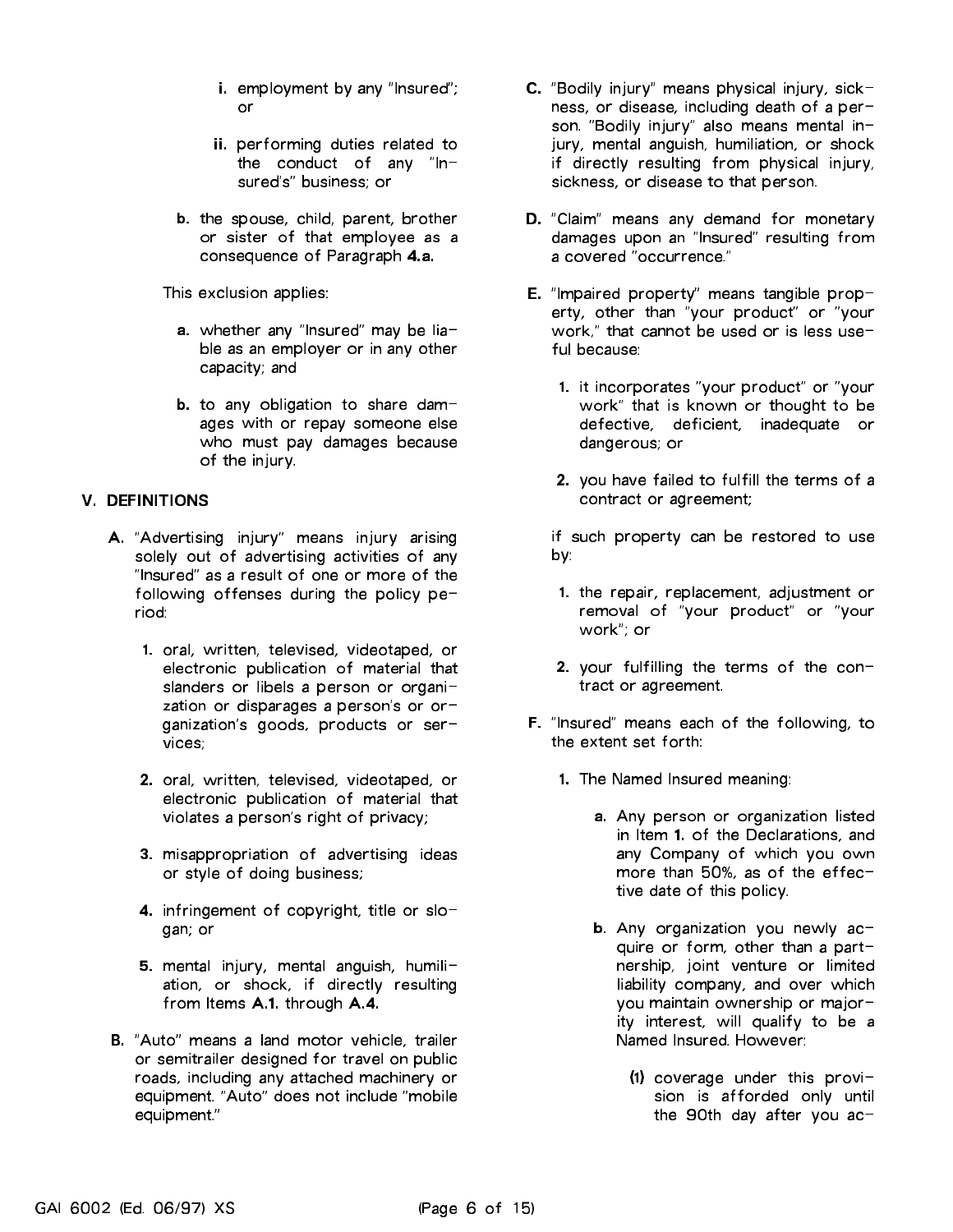i. employment by any "Insured"; or

ii. performing duties related to the conduct of any "Insured's" business; or

b. the spouse, child, parent, brother or sister of that employee as a consequence of Paragraph **4.a.**

This exclusion applies:

a. whether any "Insured" may be liable as an employer or in any other capacity; and

b. to any obligation to share damages with or repay someone else who must pay damages because of the injury.

## V. DEFINITIONS

**A.** "Advertising injury" means injury arising solely out of advertising activities of any "Insured" as a result of one or more of the following offenses during the policy period:

1. oral, written, televised, videotaped, or electronic publication of material that slanders or libels a person or organization or disparages a person's or organization's goods, products or services;

2. oral, written, televised, videotaped, or electronic publication of material that violates a person's right of privacy;

3. misappropriation of advertising ideas or style of doing business;

4. infringement of copyright, title or slogan; or

5. mental injury, mental anguish, humiliation, or shock, if directly resulting from Items **A.1.** through **A.4.**

**B.** "Auto" means a land motor vehicle, trailer or semitrailer designed for travel on public roads, including any attached machinery or equipment. "Auto" does not include "mobile equipment."

**C.** "Bodily injury" means physical injury, sickness, or disease, including death of a person. "Bodily injury" also means mental injury, mental anguish, humiliation, or shock if directly resulting from physical injury, sickness, or disease to that person.

**D.** "Claim" means any demand for monetary damages upon an "Insured" resulting from a covered "occurrence."

**E.** "Impaired property" means tangible property, other than "your product" or "your work," that cannot be used or is less useful because:

1. it incorporates "your product" or "your work" that is known or thought to be defective, deficient, inadequate or dangerous; or

2. you have failed to fulfill the terms of a contract or agreement;

if such property can be restored to use by:

1. the repair, replacement, adjustment or removal of "your product" or "your work"; or

2. your fulfilling the terms of the contract or agreement.

**F.** "Insured" means each of the following, to the extent set forth:

1. The Named Insured meaning:

   a. Any person or organization listed in Item **1.** of the Declarations, and any Company of which you own more than 50%, as of the effective date of this policy.

   b. Any organization you newly acquire or form, other than a partnership, joint venture or limited liability company, and over which you maintain ownership or majority interest, will qualify to be a Named Insured. However:

      (1) coverage under this provision is afforded only until the 90th day after you ac-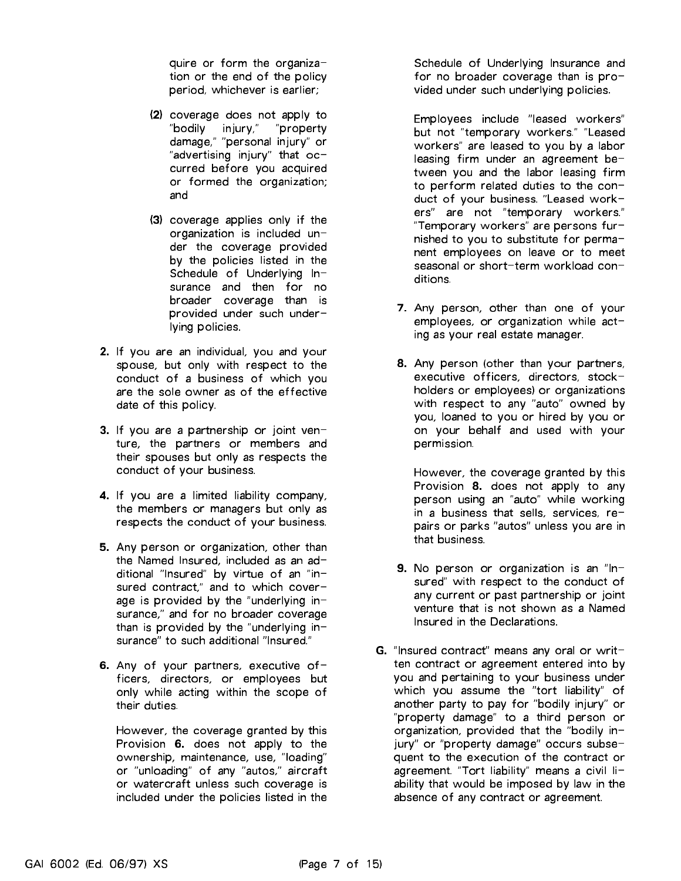quire or form the organization or the end of the policy period, whichever is earlier;

(2) coverage does not apply to "bodily injury," "property damage," "personal injury" or "advertising injury" that occurred before you acquired or formed the organization; and

(3) coverage applies only if the organization is included under the coverage provided by the policies listed in the Schedule of Underlying Insurance and then for no broader coverage than is provided under such underlying policies.

**2.** If you are an individual, you and your spouse, but only with respect to the conduct of a business of which you are the sole owner as of the effective date of this policy.

**3.** If you are a partnership or joint venture, the partners or members and their spouses but only as respects the conduct of your business.

**4.** If you are a limited liability company, the members or managers but only as respects the conduct of your business.

**5.** Any person or organization, other than the Named Insured, included as an additional "Insured" by virtue of an "insured contract," and to which coverage is provided by the "underlying insurance," and for no broader coverage than is provided by the "underlying insurance" to such additional "Insured."

**6.** Any of your partners, executive officers, directors, or employees but only while acting within the scope of their duties.

However, the coverage granted by this Provision **6.** does not apply to the ownership, maintenance, use, "loading" or "unloading" of any "autos," aircraft or watercraft unless such coverage is included under the policies listed in the Schedule of Underlying Insurance and for no broader coverage than is provided under such underlying policies.

Employees include "leased workers" but not "temporary workers." "Leased workers" are leased to you by a labor leasing firm under an agreement between you and the labor leasing firm to perform related duties to the conduct of your business. "Leased workers" are not "temporary workers." "Temporary workers" are persons furnished to you to substitute for permanent employees on leave or to meet seasonal or short-term workload conditions.

**7.** Any person, other than one of your employees, or organization while acting as your real estate manager.

**8.** Any person (other than your partners, executive officers, directors, stockholders or employees) or organizations with respect to any "auto" owned by you, loaned to you or hired by you or on your behalf and used with your permission.

However, the coverage granted by this Provision **8.** does not apply to any person using an "auto" while working in a business that sells, services, repairs or parks "autos" unless you are in that business.

**9.** No person or organization is an "Insured" with respect to the conduct of any current or past partnership or joint venture that is not shown as a Named Insured in the Declarations.

**G.** "Insured contract" means any oral or written contract or agreement entered into by you and pertaining to your business under which you assume the "tort liability" of another party to pay for "bodily injury" or "property damage" to a third person or organization, provided that the "bodily injury" or "property damage" occurs subsequent to the execution of the contract or agreement. "Tort liability" means a civil liability that would be imposed by law in the absence of any contract or agreement.

GAI 6002 (Ed. 06/97) XS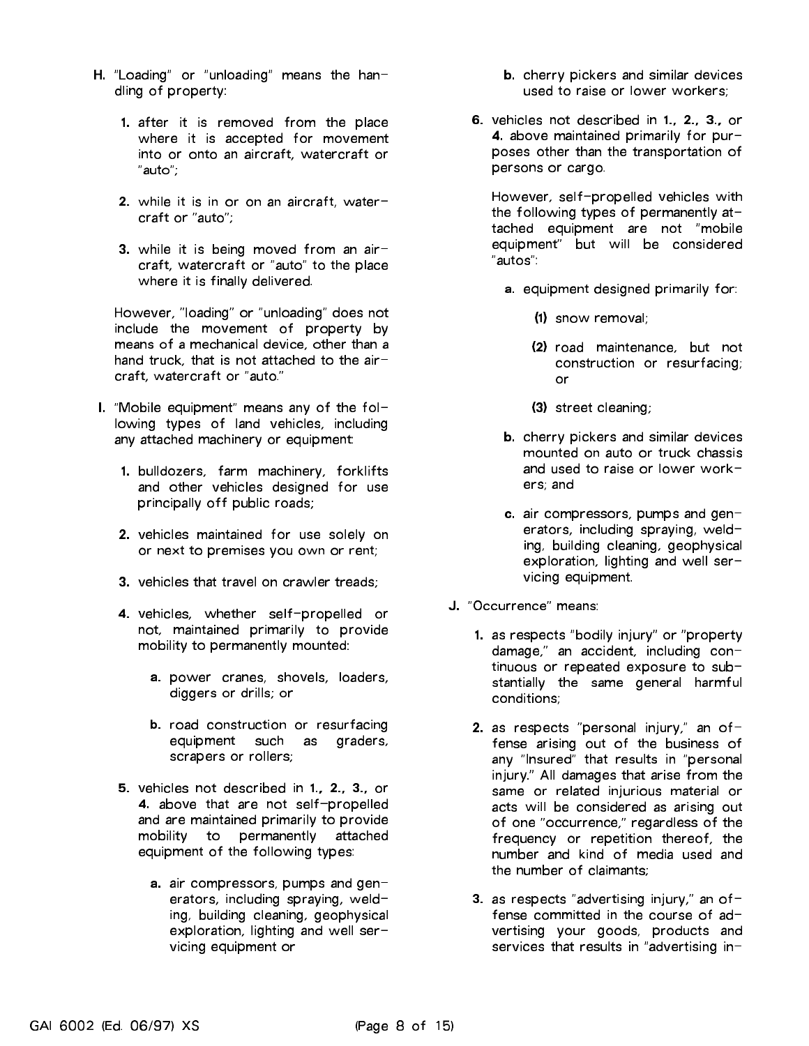**H.** "Loading" or "unloading" means the handling of property:

**1.** after it is removed from the place where it is accepted for movement into or onto an aircraft, watercraft or "auto";

**2.** while it is in or on an aircraft, watercraft or "auto";

**3.** while it is being moved from an aircraft, watercraft or "auto" to the place where it is finally delivered.

However, "loading" or "unloading" does not include the movement of property by means of a mechanical device, other than a hand truck, that is not attached to the aircraft, watercraft or "auto."

**I.** "Mobile equipment" means any of the following types of land vehicles, including any attached machinery or equipment:

**1.** bulldozers, farm machinery, forklifts and other vehicles designed for use principally off public roads;

**2.** vehicles maintained for use solely on or next to premises you own or rent;

**3.** vehicles that travel on crawler treads;

**4.** vehicles, whether self-propelled or not, maintained primarily to provide mobility to permanently mounted:

**a.** power cranes, shovels, loaders, diggers or drills; or

**b.** road construction or resurfacing equipment such as graders, scrapers or rollers;

**5.** vehicles not described in **1., 2., 3.,** or **4.** above that are not self-propelled and are maintained primarily to provide mobility to permanently attached equipment of the following types:

**a.** air compressors, pumps and generators, including spraying, welding, building cleaning, geophysical exploration, lighting and well servicing equipment or

**b.** cherry pickers and similar devices used to raise or lower workers;

**6.** vehicles not described in **1., 2., 3.,** or **4.** above maintained primarily for purposes other than the transportation of persons or cargo.

However, self-propelled vehicles with the following types of permanently attached equipment are not "mobile equipment" but will be considered "autos":

**a.** equipment designed primarily for:

**(1)** snow removal;

**(2)** road maintenance, but not construction or resurfacing; or

**(3)** street cleaning;

**b.** cherry pickers and similar devices mounted on auto or truck chassis and used to raise or lower workers; and

**c.** air compressors, pumps and generators, including spraying, welding, building cleaning, geophysical exploration, lighting and well servicing equipment.

**J.** "Occurrence" means:

**1.** as respects "bodily injury" or "property damage," an accident, including continuous or repeated exposure to substantially the same general harmful conditions;

**2.** as respects "personal injury," an offense arising out of the business of any "Insured" that results in "personal injury." All damages that arise from the same or related injurious material or acts will be considered as arising out of one "occurrence," regardless of the frequency or repetition thereof, the number and kind of media used and the number of claimants;

**3.** as respects "advertising injury," an offense committed in the course of advertising your goods, products and services that results in "advertising in-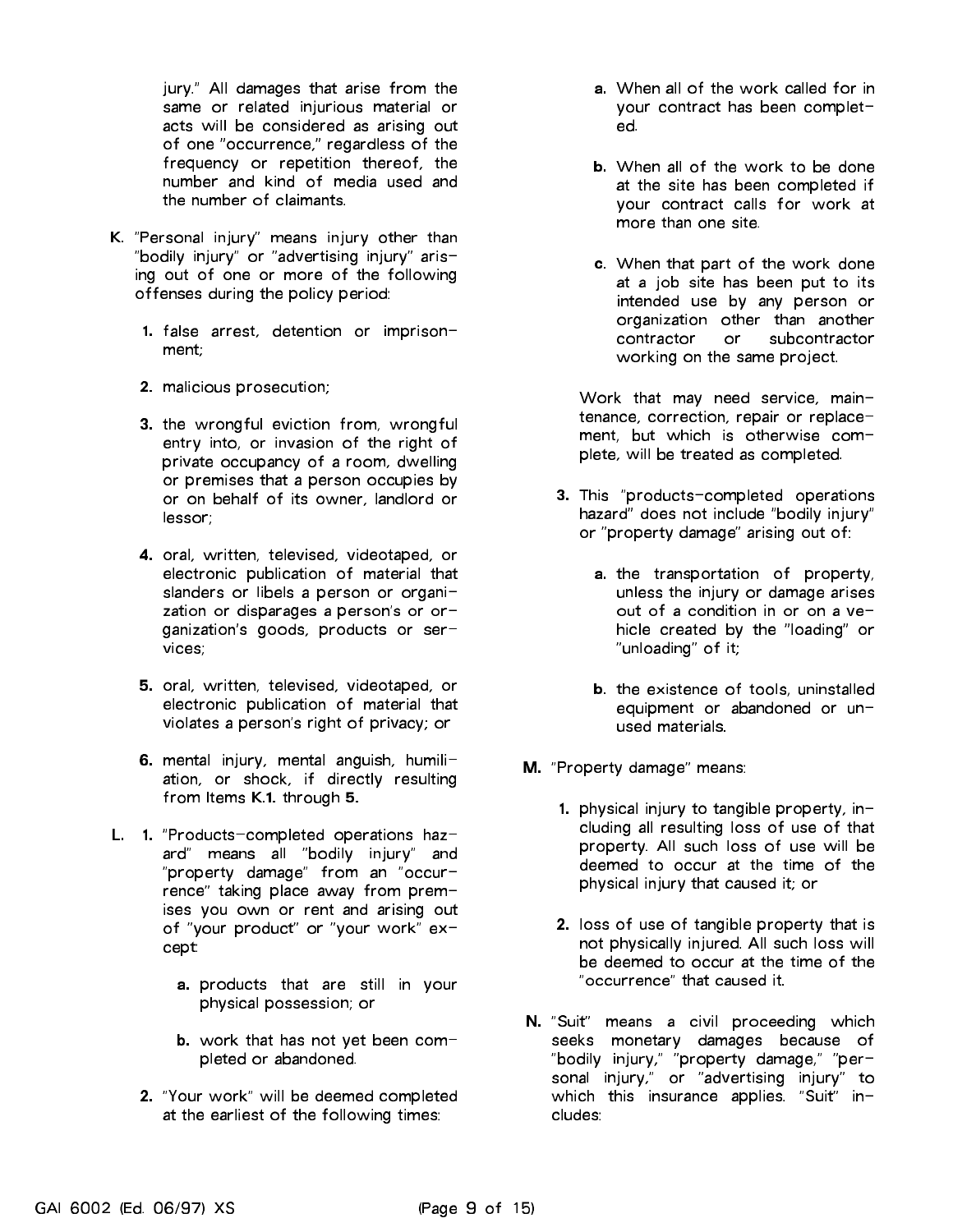jury." All damages that arise from the same or related injurious material or acts will be considered as arising out of one "occurrence," regardless of the frequency or repetition thereof, the number and kind of media used and the number of claimants.

**K.** "Personal injury" means injury other than "bodily injury" or "advertising injury" arising out of one or more of the following offenses during the policy period:

**1.** false arrest, detention or imprisonment;

**2.** malicious prosecution;

**3.** the wrongful eviction from, wrongful entry into, or invasion of the right of private occupancy of a room, dwelling or premises that a person occupies by or on behalf of its owner, landlord or lessor;

**4.** oral, written, televised, videotaped, or electronic publication of material that slanders or libels a person or organization or disparages a person's or organization's goods, products or services;

**5.** oral, written, televised, videotaped, or electronic publication of material that violates a person's right of privacy; or

**6.** mental injury, mental anguish, humiliation, or shock, if directly resulting from Items **K.1.** through **5.**

**L.** **1.** "Products-completed operations hazard" means all "bodily injury" and "property damage" from an "occurrence" taking place away from premises you own or rent and arising out of "your product" or "your work" except:

**a.** products that are still in your physical possession; or

**b.** work that has not yet been completed or abandoned.

**2.** "Your work" will be deemed completed at the earliest of the following times:

**a.** When all of the work called for in your contract has been completed.

**b.** When all of the work to be done at the site has been completed if your contract calls for work at more than one site.

**c.** When that part of the work done at a job site has been put to its intended use by any person or organization other than another contractor or subcontractor working on the same project.

Work that may need service, maintenance, correction, repair or replacement, but which is otherwise complete, will be treated as completed.

**3.** This "products-completed operations hazard" does not include "bodily injury" or "property damage" arising out of:

**a.** the transportation of property, unless the injury or damage arises out of a condition in or on a vehicle created by the "loading" or "unloading" of it;

**b.** the existence of tools, uninstalled equipment or abandoned or unused materials.

**M.** "Property damage" means:

**1.** physical injury to tangible property, including all resulting loss of use of that property. All such loss of use will be deemed to occur at the time of the physical injury that caused it; or

**2.** loss of use of tangible property that is not physically injured. All such loss will be deemed to occur at the time of the "occurrence" that caused it.

**N.** "Suit" means a civil proceeding which seeks monetary damages because of "bodily injury," "property damage," "personal injury," or "advertising injury" to which this insurance applies. "Suit" includes: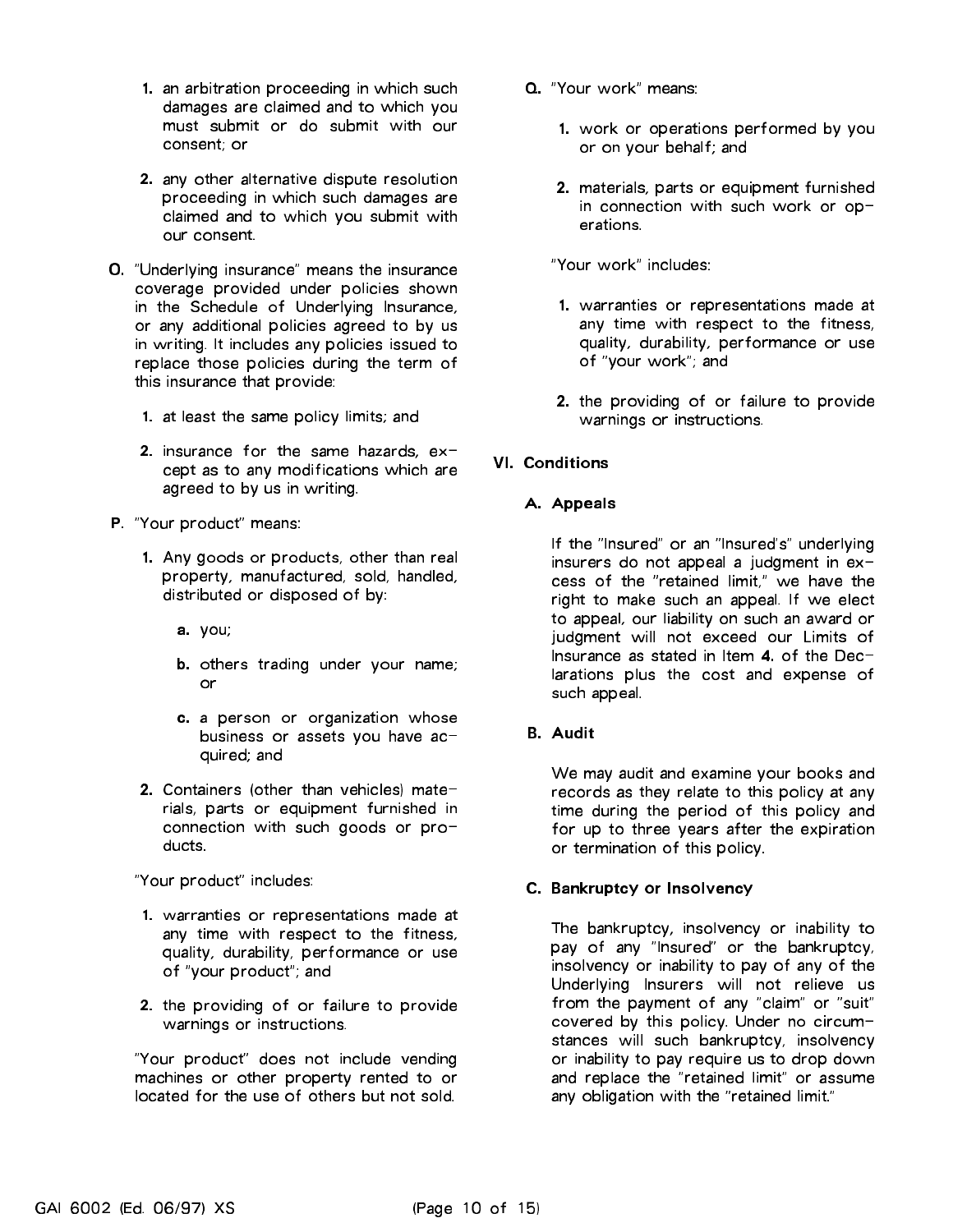1. an arbitration proceeding in which such damages are claimed and to which you must submit or do submit with our consent; or

2. any other alternative dispute resolution proceeding in which such damages are claimed and to which you submit with our consent.

**O.** "Underlying insurance" means the insurance coverage provided under policies shown in the Schedule of Underlying Insurance, or any additional policies agreed to by us in writing. It includes any policies issued to replace those policies during the term of this insurance that provide:

1. at least the same policy limits; and

2. insurance for the same hazards, except as to any modifications which are agreed to by us in writing.

**P.** "Your product" means:

1. Any goods or products, other than real property, manufactured, sold, handled, distributed or disposed of by:

   **a.** you;

   **b.** others trading under your name; or

   **c.** a person or organization whose business or assets you have acquired; and

2. Containers (other than vehicles) materials, parts or equipment furnished in connection with such goods or products.

"Your product" includes:

1. warranties or representations made at any time with respect to the fitness, quality, durability, performance or use of "your product"; and

2. the providing of or failure to provide warnings or instructions.

"Your product" does not include vending machines or other property rented to or located for the use of others but not sold.

**Q.** "Your work" means:

1. work or operations performed by you or on your behalf; and

2. materials, parts or equipment furnished in connection with such work or operations.

"Your work" includes:

1. warranties or representations made at any time with respect to the fitness, quality, durability, performance or use of "your work"; and

2. the providing of or failure to provide warnings or instructions.

## VI. Conditions

### A. Appeals

If the "Insured" or an "Insured's" underlying insurers do not appeal a judgment in excess of the "retained limit," we have the right to make such an appeal. If we elect to appeal, our liability on such an award or judgment will not exceed our Limits of Insurance as stated in Item **4.** of the Declarations plus the cost and expense of such appeal.

### B. Audit

We may audit and examine your books and records as they relate to this policy at any time during the period of this policy and for up to three years after the expiration or termination of this policy.

### C. Bankruptcy or Insolvency

The bankruptcy, insolvency or inability to pay of any "Insured" or the bankruptcy, insolvency or inability to pay of any of the Underlying Insurers will not relieve us from the payment of any "claim" or "suit" covered by this policy. Under no circumstances will such bankruptcy, insolvency or inability to pay require us to drop down and replace the "retained limit" or assume any obligation with the "retained limit."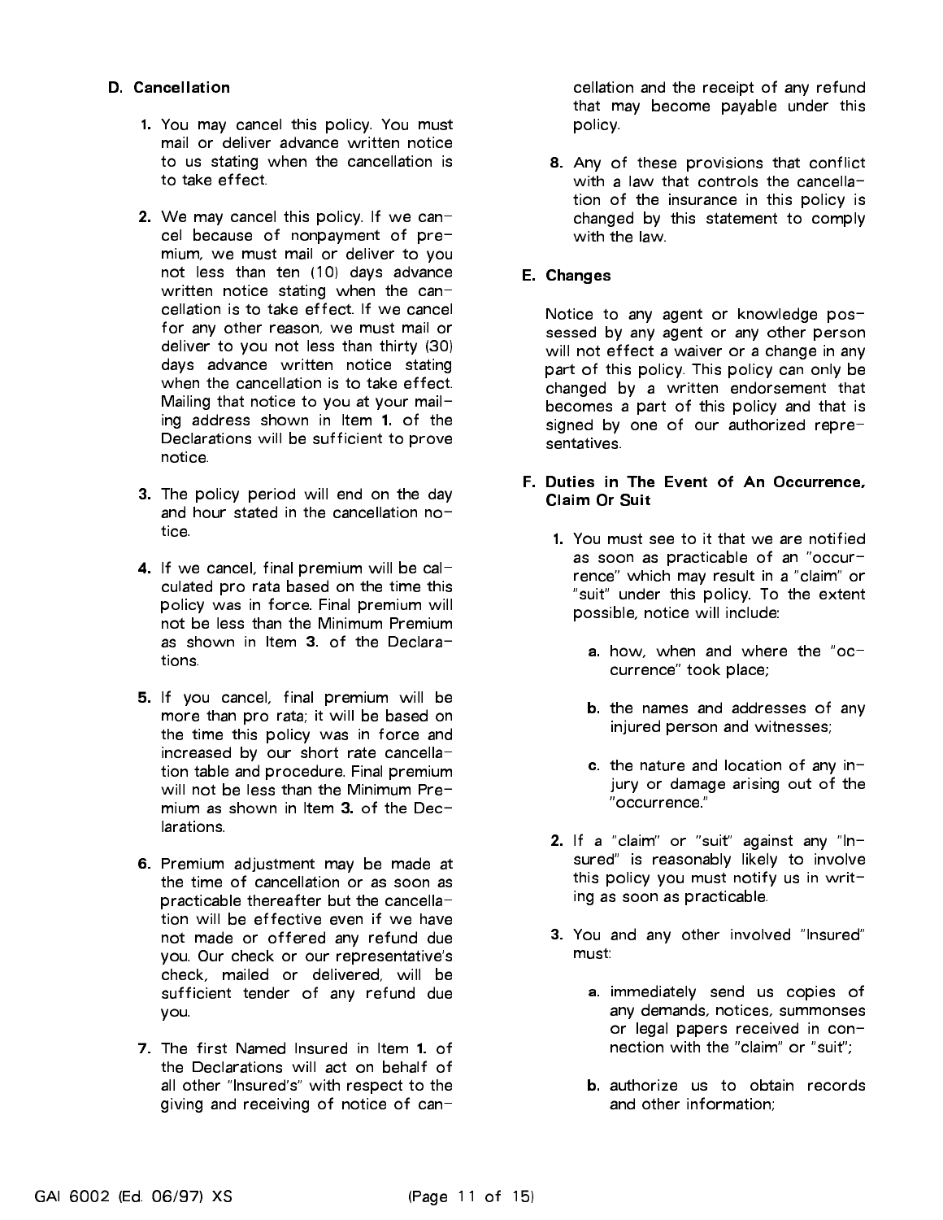## D. Cancellation

1. You may cancel this policy. You must mail or deliver advance written notice to us stating when the cancellation is to take effect.

2. We may cancel this policy. If we cancel because of nonpayment of premium, we must mail or deliver to you not less than ten (10) days advance written notice stating when the cancellation is to take effect. If we cancel for any other reason, we must mail or deliver to you not less than thirty (30) days advance written notice stating when the cancellation is to take effect. Mailing that notice to you at your mailing address shown in Item **1.** of the Declarations will be sufficient to prove notice.

3. The policy period will end on the day and hour stated in the cancellation notice.

4. If we cancel, final premium will be calculated pro rata based on the time this policy was in force. Final premium will not be less than the Minimum Premium as shown in Item **3**. of the Declarations.

5. If you cancel, final premium will be more than pro rata; it will be based on the time this policy was in force and increased by our short rate cancellation table and procedure. Final premium will not be less than the Minimum Premium as shown in Item **3.** of the Declarations.

6. Premium adjustment may be made at the time of cancellation or as soon as practicable thereafter but the cancellation will be effective even if we have not made or offered any refund due you. Our check or our representative's check, mailed or delivered, will be sufficient tender of any refund due you.

7. The first Named Insured in Item **1.** of the Declarations will act on behalf of all other "Insured's" with respect to the giving and receiving of notice of cancellation and the receipt of any refund that may become payable under this policy.

8. Any of these provisions that conflict with a law that controls the cancellation of the insurance in this policy is changed by this statement to comply with the law.

## E. Changes

Notice to any agent or knowledge possessed by any agent or any other person will not effect a waiver or a change in any part of this policy. This policy can only be changed by a written endorsement that becomes a part of this policy and that is signed by one of our authorized representatives.

## F. Duties in The Event of An Occurrence, Claim Or Suit

1. You must see to it that we are notified as soon as practicable of an "occurrence" which may result in a "claim" or "suit" under this policy. To the extent possible, notice will include:

   a. how, when and where the "occurrence" took place;

   b. the names and addresses of any injured person and witnesses;

   c. the nature and location of any injury or damage arising out of the "occurrence."

2. If a "claim" or "suit" against any "Insured" is reasonably likely to involve this policy you must notify us in writing as soon as practicable.

3. You and any other involved "Insured" must:

   a. immediately send us copies of any demands, notices, summonses or legal papers received in connection with the "claim" or "suit";

   b. authorize us to obtain records and other information;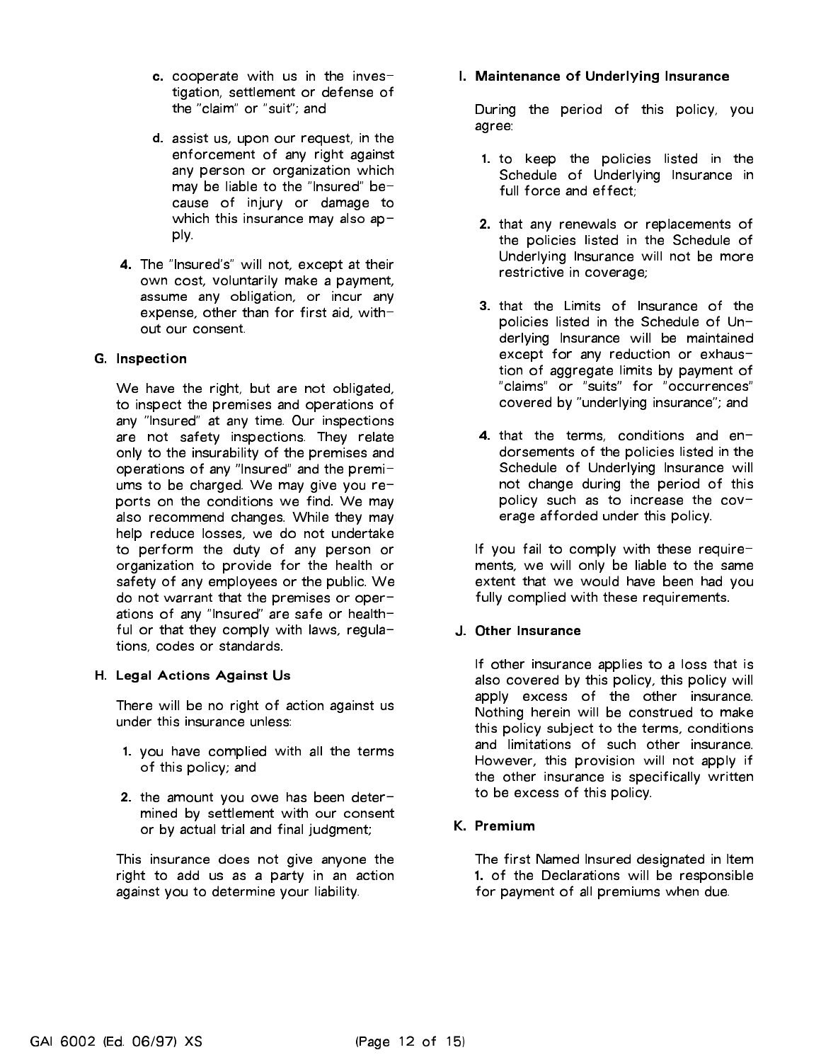c. cooperate with us in the investigation, settlement or defense of the "claim" or "suit"; and

d. assist us, upon our request, in the enforcement of any right against any person or organization which may be liable to the "Insured" because of injury or damage to which this insurance may also apply.

4. The "Insured's" will not, except at their own cost, voluntarily make a payment, assume any obligation, or incur any expense, other than for first aid, without our consent.

**G. Inspection**

We have the right, but are not obligated, to inspect the premises and operations of any "Insured" at any time. Our inspections are not safety inspections. They relate only to the insurability of the premises and operations of any "Insured" and the premiums to be charged. We may give you reports on the conditions we find. We may also recommend changes. While they may help reduce losses, we do not undertake to perform the duty of any person or organization to provide for the health or safety of any employees or the public. We do not warrant that the premises or operations of any "Insured" are safe or healthful or that they comply with laws, regulations, codes or standards.

**H. Legal Actions Against Us**

There will be no right of action against us under this insurance unless:

1. you have complied with all the terms of this policy; and
2. the amount you owe has been determined by settlement with our consent or by actual trial and final judgment;

This insurance does not give anyone the right to add us as a party in an action against you to determine your liability.

**I. Maintenance of Underlying Insurance**

During the period of this policy, you agree:

1. to keep the policies listed in the Schedule of Underlying Insurance in full force and effect;
2. that any renewals or replacements of the policies listed in the Schedule of Underlying Insurance will not be more restrictive in coverage;
3. that the Limits of Insurance of the policies listed in the Schedule of Underlying Insurance will be maintained except for any reduction or exhaustion of aggregate limits by payment of "claims" or "suits" for "occurrences" covered by "underlying insurance"; and
4. that the terms, conditions and endorsements of the policies listed in the Schedule of Underlying Insurance will not change during the period of this policy such as to increase the coverage afforded under this policy.

If you fail to comply with these requirements, we will only be liable to the same extent that we would have been had you fully complied with these requirements.

**J. Other Insurance**

If other insurance applies to a loss that is also covered by this policy, this policy will apply excess of the other insurance. Nothing herein will be construed to make this policy subject to the terms, conditions and limitations of such other insurance. However, this provision will not apply if the other insurance is specifically written to be excess of this policy.

**K. Premium**

The first Named Insured designated in Item 1. of the Declarations will be responsible for payment of all premiums when due.

GAI 6002 (Ed. 06/97) XS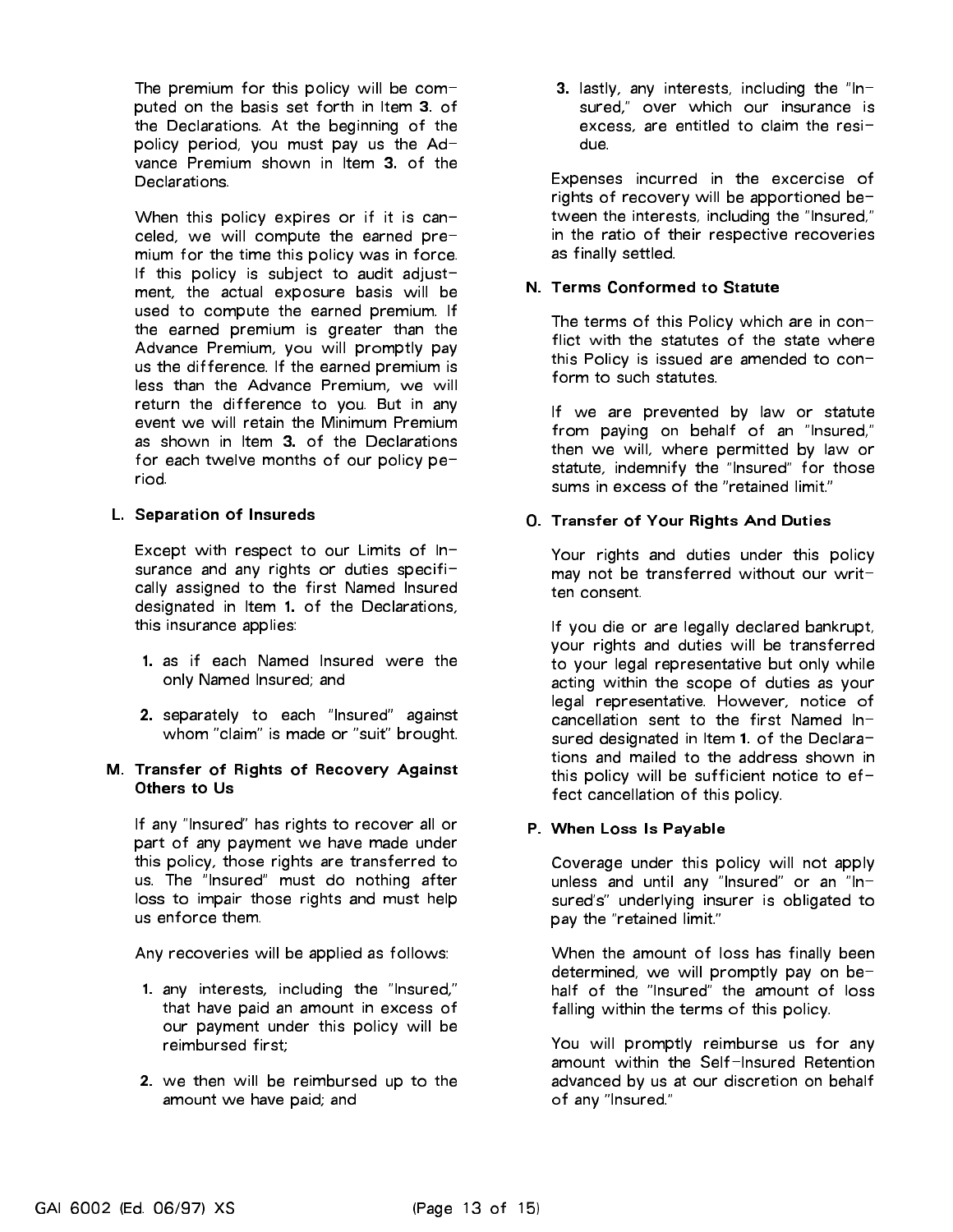The premium for this policy will be computed on the basis set forth in Item **3**. of the Declarations. At the beginning of the policy period, you must pay us the Advance Premium shown in Item **3.** of the Declarations.

When this policy expires or if it is canceled, we will compute the earned premium for the time this policy was in force. If this policy is subject to audit adjustment, the actual exposure basis will be used to compute the earned premium. If the earned premium is greater than the Advance Premium, you will promptly pay us the difference. If the earned premium is less than the Advance Premium, we will return the difference to you. But in any event we will retain the Minimum Premium as shown in Item **3.** of the Declarations for each twelve months of our policy period.

**L. Separation of Insureds**

Except with respect to our Limits of Insurance and any rights or duties specifically assigned to the first Named Insured designated in Item **1.** of the Declarations, this insurance applies:

**1.** as if each Named Insured were the only Named Insured; and

**2.** separately to each "Insured" against whom "claim" is made or "suit" brought.

**M. Transfer of Rights of Recovery Against Others to Us**

If any "Insured" has rights to recover all or part of any payment we have made under this policy, those rights are transferred to us. The "Insured" must do nothing after loss to impair those rights and must help us enforce them.

Any recoveries will be applied as follows:

**1.** any interests, including the "Insured," that have paid an amount in excess of our payment under this policy will be reimbursed first;

**2.** we then will be reimbursed up to the amount we have paid; and

**3.** lastly, any interests, including the "Insured," over which our insurance is excess, are entitled to claim the residue.

Expenses incurred in the excercise of rights of recovery will be apportioned between the interests, including the "Insured," in the ratio of their respective recoveries as finally settled.

**N. Terms Conformed to Statute**

The terms of this Policy which are in conflict with the statutes of the state where this Policy is issued are amended to conform to such statutes.

If we are prevented by law or statute from paying on behalf of an "Insured," then we will, where permitted by law or statute, indemnify the "Insured" for those sums in excess of the "retained limit."

**O. Transfer of Your Rights And Duties**

Your rights and duties under this policy may not be transferred without our written consent.

If you die or are legally declared bankrupt, your rights and duties will be transferred to your legal representative but only while acting within the scope of duties as your legal representative. However, notice of cancellation sent to the first Named Insured designated in Item **1**. of the Declarations and mailed to the address shown in this policy will be sufficient notice to effect cancellation of this policy.

**P. When Loss Is Payable**

Coverage under this policy will not apply unless and until any "Insured" or an "Insured's" underlying insurer is obligated to pay the "retained limit."

When the amount of loss has finally been determined, we will promptly pay on behalf of the "Insured" the amount of loss falling within the terms of this policy.

You will promptly reimburse us for any amount within the Self-Insured Retention advanced by us at our discretion on behalf of any "Insured."

GAI 6002 (Ed. 06/97) XS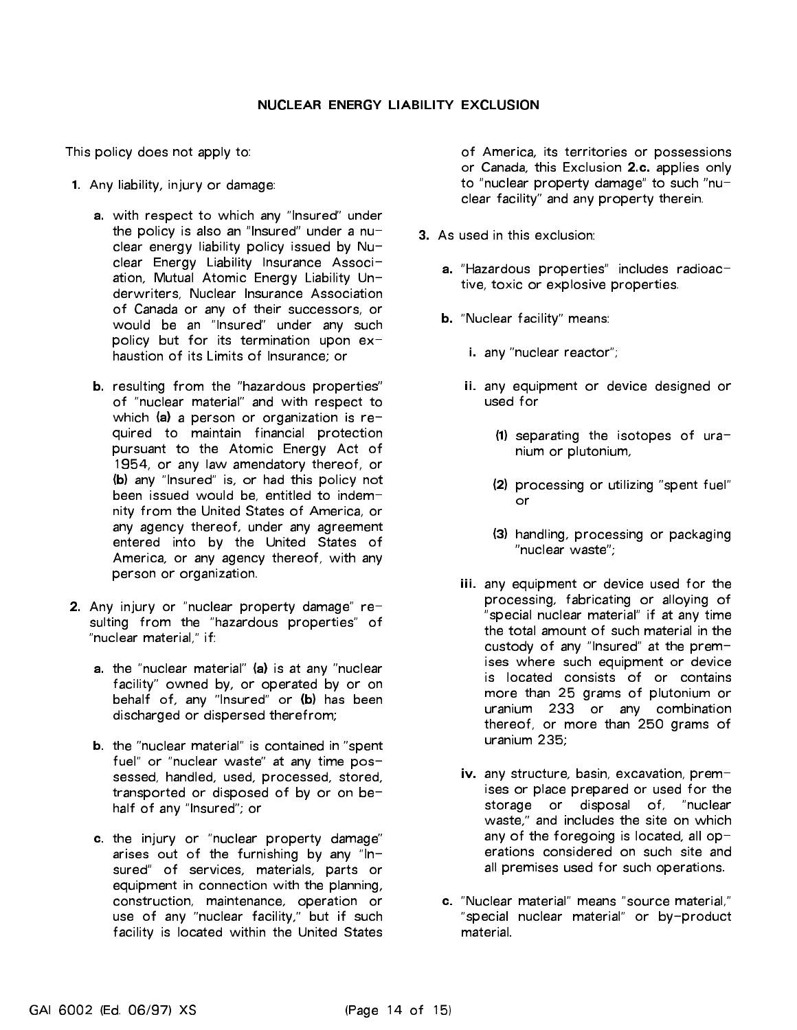## NUCLEAR ENERGY LIABILITY EXCLUSION

This policy does not apply to:

**1.** Any liability, injury or damage:

**a.** with respect to which any "Insured" under the policy is also an "Insured" under a nuclear energy liability policy issued by Nuclear Energy Liability Insurance Association, Mutual Atomic Energy Liability Underwriters, Nuclear Insurance Association of Canada or any of their successors, or would be an "Insured" under any such policy but for its termination upon exhaustion of its Limits of Insurance; or

**b.** resulting from the "hazardous properties" of "nuclear material" and with respect to which **(a)** a person or organization is required to maintain financial protection pursuant to the Atomic Energy Act of 1954, or any law amendatory thereof, or **(b)** any "Insured" is, or had this policy not been issued would be, entitled to indemnity from the United States of America, or any agency thereof, under any agreement entered into by the United States of America, or any agency thereof, with any person or organization.

**2.** Any injury or "nuclear property damage" resulting from the "hazardous properties" of "nuclear material," if:

**a.** the "nuclear material" **(a)** is at any "nuclear facility" owned by, or operated by or on behalf of, any "Insured" or **(b)** has been discharged or dispersed therefrom;

**b.** the "nuclear material" is contained in "spent fuel" or "nuclear waste" at any time possessed, handled, used, processed, stored, transported or disposed of by or on behalf of any "Insured"; or

**c.** the injury or "nuclear property damage" arises out of the furnishing by any "Insured" of services, materials, parts or equipment in connection with the planning, construction, maintenance, operation or use of any "nuclear facility," but if such facility is located within the United States of America, its territories or possessions or Canada, this Exclusion **2.c.** applies only to "nuclear property damage" to such "nuclear facility" and any property therein.

**3.** As used in this exclusion:

**a.** "Hazardous properties" includes radioactive, toxic or explosive properties.

**b.** "Nuclear facility" means:

**i.** any "nuclear reactor";

**ii.** any equipment or device designed or used for

**(1)** separating the isotopes of uranium or plutonium,

**(2)** processing or utilizing "spent fuel" or

**(3)** handling, processing or packaging "nuclear waste";

**iii.** any equipment or device used for the processing, fabricating or alloying of "special nuclear material" if at any time the total amount of such material in the custody of any "Insured" at the premises where such equipment or device is located consists of or contains more than 25 grams of plutonium or uranium 233 or any combination thereof, or more than 250 grams of uranium 235;

**iv.** any structure, basin, excavation, premises or place prepared or used for the storage or disposal of, "nuclear waste," and includes the site on which any of the foregoing is located, all operations considered on such site and all premises used for such operations.

**c.** "Nuclear material" means "source material," "special nuclear material" or by-product material.

GAI 6002 (Ed. 06/97) XS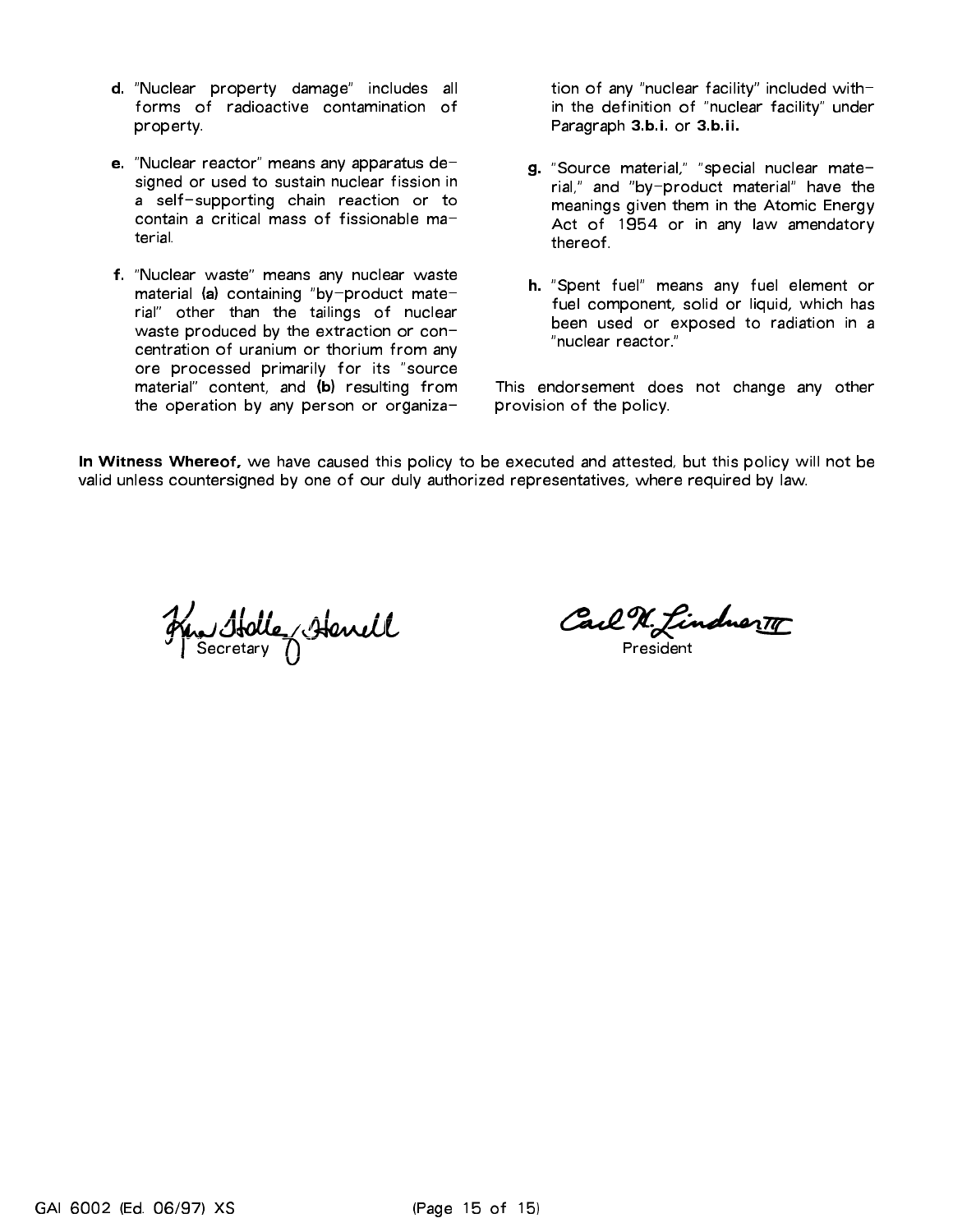**d.** "Nuclear property damage" includes all forms of radioactive contamination of property.

**e.** "Nuclear reactor" means any apparatus designed or used to sustain nuclear fission in a self-supporting chain reaction or to contain a critical mass of fissionable material.

**f.** "Nuclear waste" means any nuclear waste material **(a)** containing "by-product material" other than the tailings of nuclear waste produced by the extraction or concentration of uranium or thorium from any ore processed primarily for its "source material" content, and **(b)** resulting from the operation by any person or organization of any "nuclear facility" included within the definition of "nuclear facility" under Paragraph **3.b.i.** or **3.b.ii.**

**g.** "Source material," "special nuclear material," and "by-product material" have the meanings given them in the Atomic Energy Act of 1954 or in any law amendatory thereof.

**h.** "Spent fuel" means any fuel element or fuel component, solid or liquid, which has been used or exposed to radiation in a "nuclear reactor."

This endorsement does not change any other provision of the policy.

**In Witness Whereof,** we have caused this policy to be executed and attested, but this policy will not be valid unless countersigned by one of our duly authorized representatives, where required by law.

Secretary

President

GAI 6002 (Ed. 06/97) XS